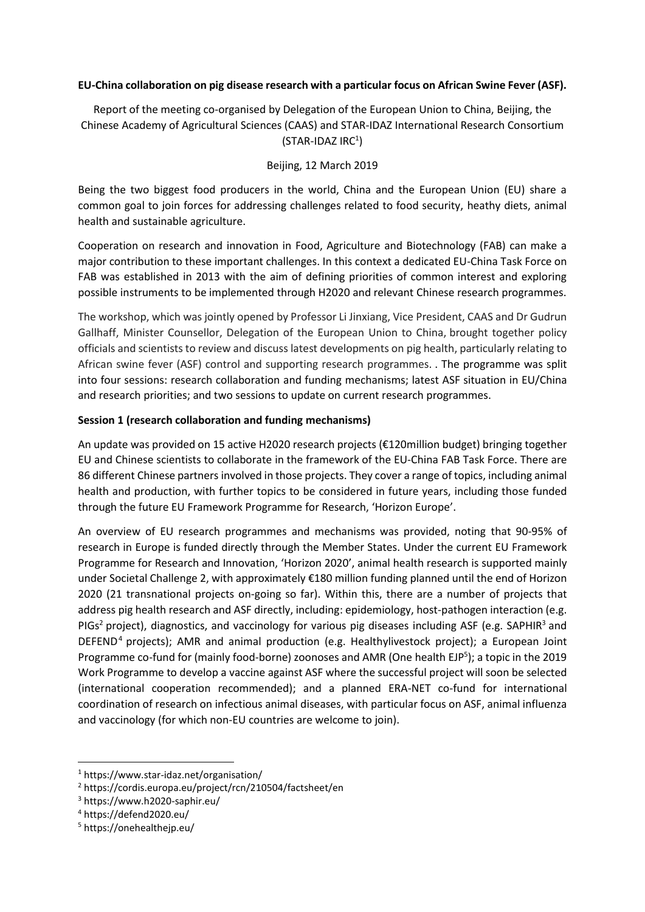**EU-China collaboration on pig disease research with a particular focus on African Swine Fever (ASF).**

Report of the meeting co-organised by Delegation of the European Union to China, Beijing, the Chinese Academy of Agricultural Sciences (CAAS) and STAR-IDAZ International Research Consortium (STAR-IDAZ IRC[1])

Beijing, 12 March 2019

Being the two biggest food producers in the world, China and the European Union (EU) share a common goal to join forces for addressing challenges related to food security, heathy diets, animal health and sustainable agriculture.

Cooperation on research and innovation in Food, Agriculture and Biotechnology (FAB) can make a major contribution to these important challenges. In this context a dedicated EU-China Task Force on FAB was established in 2013 with the aim of defining priorities of common interest and exploring possible instruments to be implemented through H2020 and relevant Chinese research programmes.

The workshop, which was jointly opened by Professor Li Jinxiang, Vice President, CAAS and Dr Gudrun Gallhaff, Minister Counsellor, Delegation of the European Union to China, brought together policy officials and scientists to review and discuss latest developments on pig health, particularly relating to African swine fever (ASF) control and supporting research programmes. . The programme was split into four sessions: research collaboration and funding mechanisms; latest ASF situation in EU/China and research priorities; and two sessions to update on current research programmes.

**Session 1 (research collaboration and funding mechanisms)**

An update was provided on 15 active H2020 research projects (€120million budget) bringing together EU and Chinese scientists to collaborate in the framework of the EU-China FAB Task Force. There are 86 different Chinese partners involved in those projects. They cover a range of topics, including animal health and production, with further topics to be considered in future years, including those funded through the future EU Framework Programme for Research, 'Horizon Europe'.

An overview of EU research programmes and mechanisms was provided, noting that 90-95% of research in Europe is funded directly through the Member States. Under the current EU Framework Programme for Research and Innovation, 'Horizon 2020', animal health research is supported mainly under Societal Challenge 2, with approximately €180 million funding planned until the end of Horizon 2020 (21 transnational projects on-going so far). Within this, there are a number of projects that address pig health research and ASF directly, including: epidemiology, host-pathogen interaction (e.g. PIGs[2] project), diagnostics, and vaccinology for various pig diseases including ASF (e.g. SAPHIR[3] and DEFEND[4] projects); AMR and animal production (e.g. Healthylivestock project); a European Joint Programme co-fund for (mainly food-borne) zoonoses and AMR (One health EJP[5]); a topic in the 2019 Work Programme to develop a vaccine against ASF where the successful project will soon be selected (international cooperation recommended); and a planned ERA-NET co-fund for international coordination of research on infectious animal diseases, with particular focus on ASF, animal influenza and vaccinology (for which non-EU countries are welcome to join).

---

[1] https://www.star-idaz.net/organisation/

[2] https://cordis.europa.eu/project/rcn/210504/factsheet/en

[3] https://www.h2020-saphir.eu/

[4] https://defend2020.eu/

[5] https://onehealthejp.eu/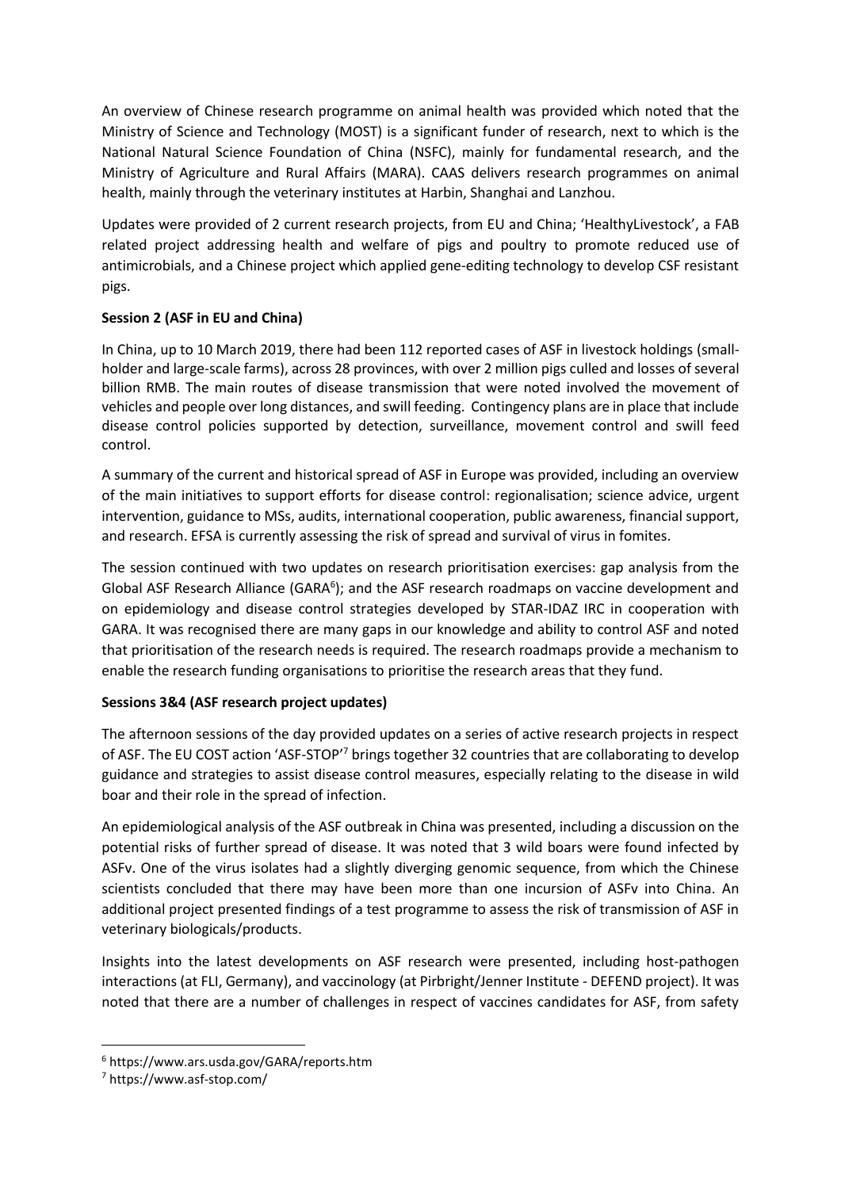An overview of Chinese research programme on animal health was provided which noted that the Ministry of Science and Technology (MOST) is a significant funder of research, next to which is the National Natural Science Foundation of China (NSFC), mainly for fundamental research, and the Ministry of Agriculture and Rural Affairs (MARA). CAAS delivers research programmes on animal health, mainly through the veterinary institutes at Harbin, Shanghai and Lanzhou.

Updates were provided of 2 current research projects, from EU and China; 'HealthyLivestock', a FAB related project addressing health and welfare of pigs and poultry to promote reduced use of antimicrobials, and a Chinese project which applied gene-editing technology to develop CSF resistant pigs.

**Session 2 (ASF in EU and China)**

In China, up to 10 March 2019, there had been 112 reported cases of ASF in livestock holdings (small-holder and large-scale farms), across 28 provinces, with over 2 million pigs culled and losses of several billion RMB. The main routes of disease transmission that were noted involved the movement of vehicles and people over long distances, and swill feeding. Contingency plans are in place that include disease control policies supported by detection, surveillance, movement control and swill feed control.

A summary of the current and historical spread of ASF in Europe was provided, including an overview of the main initiatives to support efforts for disease control: regionalisation; science advice, urgent intervention, guidance to MSs, audits, international cooperation, public awareness, financial support, and research. EFSA is currently assessing the risk of spread and survival of virus in fomites.

The session continued with two updates on research prioritisation exercises: gap analysis from the Global ASF Research Alliance (GARA[6]); and the ASF research roadmaps on vaccine development and on epidemiology and disease control strategies developed by STAR-IDAZ IRC in cooperation with GARA. It was recognised there are many gaps in our knowledge and ability to control ASF and noted that prioritisation of the research needs is required. The research roadmaps provide a mechanism to enable the research funding organisations to prioritise the research areas that they fund.

**Sessions 3&4 (ASF research project updates)**

The afternoon sessions of the day provided updates on a series of active research projects in respect of ASF. The EU COST action 'ASF-STOP'[7] brings together 32 countries that are collaborating to develop guidance and strategies to assist disease control measures, especially relating to the disease in wild boar and their role in the spread of infection.

An epidemiological analysis of the ASF outbreak in China was presented, including a discussion on the potential risks of further spread of disease. It was noted that 3 wild boars were found infected by ASFv. One of the virus isolates had a slightly diverging genomic sequence, from which the Chinese scientists concluded that there may have been more than one incursion of ASFv into China. An additional project presented findings of a test programme to assess the risk of transmission of ASF in veterinary biologicals/products.

Insights into the latest developments on ASF research were presented, including host-pathogen interactions (at FLI, Germany), and vaccinology (at Pirbright/Jenner Institute - DEFEND project). It was noted that there are a number of challenges in respect of vaccines candidates for ASF, from safety

[6] https://www.ars.usda.gov/GARA/reports.htm

[7] https://www.asf-stop.com/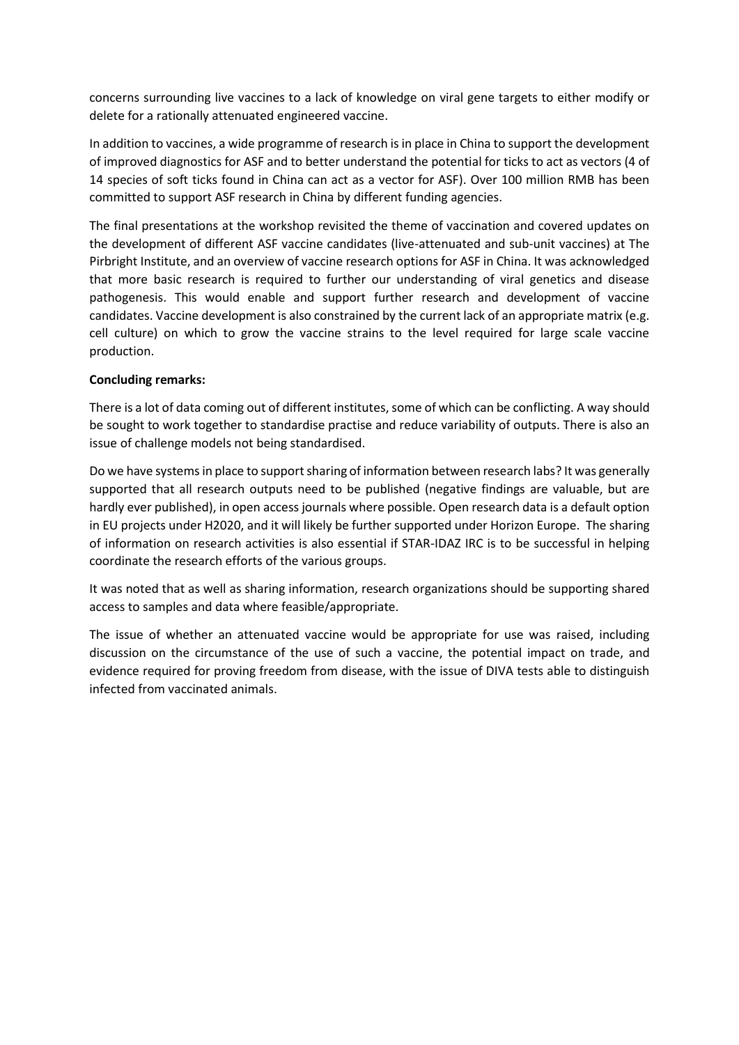concerns surrounding live vaccines to a lack of knowledge on viral gene targets to either modify or delete for a rationally attenuated engineered vaccine.

In addition to vaccines, a wide programme of research is in place in China to support the development of improved diagnostics for ASF and to better understand the potential for ticks to act as vectors (4 of 14 species of soft ticks found in China can act as a vector for ASF). Over 100 million RMB has been committed to support ASF research in China by different funding agencies.

The final presentations at the workshop revisited the theme of vaccination and covered updates on the development of different ASF vaccine candidates (live-attenuated and sub-unit vaccines) at The Pirbright Institute, and an overview of vaccine research options for ASF in China. It was acknowledged that more basic research is required to further our understanding of viral genetics and disease pathogenesis. This would enable and support further research and development of vaccine candidates. Vaccine development is also constrained by the current lack of an appropriate matrix (e.g. cell culture) on which to grow the vaccine strains to the level required for large scale vaccine production.

**Concluding remarks:**

There is a lot of data coming out of different institutes, some of which can be conflicting. A way should be sought to work together to standardise practise and reduce variability of outputs. There is also an issue of challenge models not being standardised.

Do we have systems in place to support sharing of information between research labs? It was generally supported that all research outputs need to be published (negative findings are valuable, but are hardly ever published), in open access journals where possible. Open research data is a default option in EU projects under H2020, and it will likely be further supported under Horizon Europe. The sharing of information on research activities is also essential if STAR-IDAZ IRC is to be successful in helping coordinate the research efforts of the various groups.

It was noted that as well as sharing information, research organizations should be supporting shared access to samples and data where feasible/appropriate.

The issue of whether an attenuated vaccine would be appropriate for use was raised, including discussion on the circumstance of the use of such a vaccine, the potential impact on trade, and evidence required for proving freedom from disease, with the issue of DIVA tests able to distinguish infected from vaccinated animals.